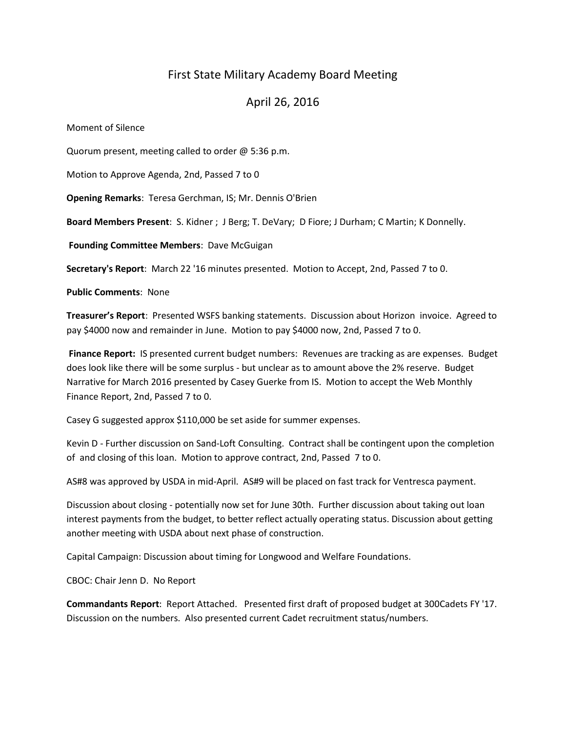# First State Military Academy Board Meeting

## April 26, 2016

Moment of Silence

Quorum present, meeting called to order @ 5:36 p.m.

Motion to Approve Agenda, 2nd, Passed 7 to 0

**Opening Remarks**: Teresa Gerchman, IS; Mr. Dennis O'Brien

**Board Members Present**: S. Kidner ; J Berg; T. DeVary; D Fiore; J Durham; C Martin; K Donnelly.

**Founding Committee Members**: Dave McGuigan

**Secretary's Report**: March 22 '16 minutes presented. Motion to Accept, 2nd, Passed 7 to 0.

**Public Comments**: None

**Treasurer's Report**: Presented WSFS banking statements. Discussion about Horizon invoice. Agreed to pay $4000 now and remainder in June. Motion to pay $4000 now, 2nd, Passed 7 to 0.

**Finance Report:** IS presented current budget numbers: Revenues are tracking as are expenses. Budget does look like there will be some surplus - but unclear as to amount above the 2% reserve. Budget Narrative for March 2016 presented by Casey Guerke from IS. Motion to accept the Web Monthly Finance Report, 2nd, Passed 7 to 0.

Casey G suggested approx $110,000 be set aside for summer expenses.

Kevin D - Further discussion on Sand-Loft Consulting. Contract shall be contingent upon the completion of and closing of this loan. Motion to approve contract, 2nd, Passed 7 to 0.

AS#8 was approved by USDA in mid-April. AS#9 will be placed on fast track for Ventresca payment.

Discussion about closing - potentially now set for June 30th. Further discussion about taking out loan interest payments from the budget, to better reflect actually operating status. Discussion about getting another meeting with USDA about next phase of construction.

Capital Campaign: Discussion about timing for Longwood and Welfare Foundations.

CBOC: Chair Jenn D. No Report

**Commandants Report**: Report Attached. Presented first draft of proposed budget at 300Cadets FY '17. Discussion on the numbers. Also presented current Cadet recruitment status/numbers.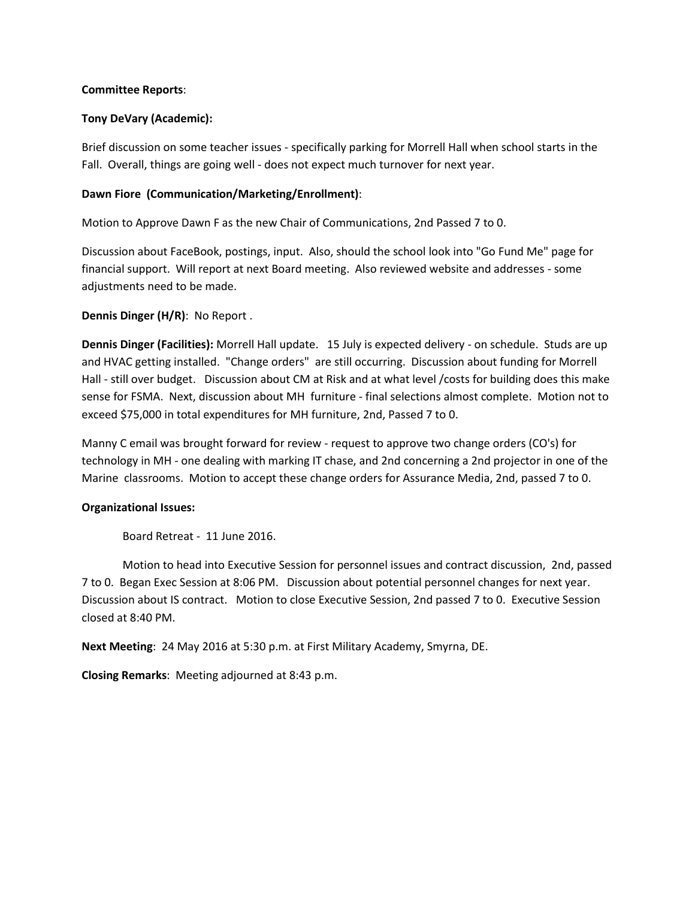**Committee Reports**:

**Tony DeVary (Academic):**

Brief discussion on some teacher issues - specifically parking for Morrell Hall when school starts in the Fall. Overall, things are going well - does not expect much turnover for next year.

**Dawn Fiore (Communication/Marketing/Enrollment)**:

Motion to Approve Dawn F as the new Chair of Communications, 2nd Passed 7 to 0.

Discussion about FaceBook, postings, input. Also, should the school look into "Go Fund Me" page for financial support. Will report at next Board meeting. Also reviewed website and addresses - some adjustments need to be made.

**Dennis Dinger (H/R)**: No Report .

**Dennis Dinger (Facilities):** Morrell Hall update. 15 July is expected delivery - on schedule. Studs are up and HVAC getting installed. "Change orders" are still occurring. Discussion about funding for Morrell Hall - still over budget. Discussion about CM at Risk and at what level /costs for building does this make sense for FSMA. Next, discussion about MH furniture - final selections almost complete. Motion not to exceed $75,000 in total expenditures for MH furniture, 2nd, Passed 7 to 0.

Manny C email was brought forward for review - request to approve two change orders (CO's) for technology in MH - one dealing with marking IT chase, and 2nd concerning a 2nd projector in one of the Marine classrooms. Motion to accept these change orders for Assurance Media, 2nd, passed 7 to 0.

**Organizational Issues:**

Board Retreat - 11 June 2016.

Motion to head into Executive Session for personnel issues and contract discussion, 2nd, passed 7 to 0. Began Exec Session at 8:06 PM. Discussion about potential personnel changes for next year. Discussion about IS contract. Motion to close Executive Session, 2nd passed 7 to 0. Executive Session closed at 8:40 PM.

**Next Meeting**: 24 May 2016 at 5:30 p.m. at First Military Academy, Smyrna, DE.

**Closing Remarks**: Meeting adjourned at 8:43 p.m.